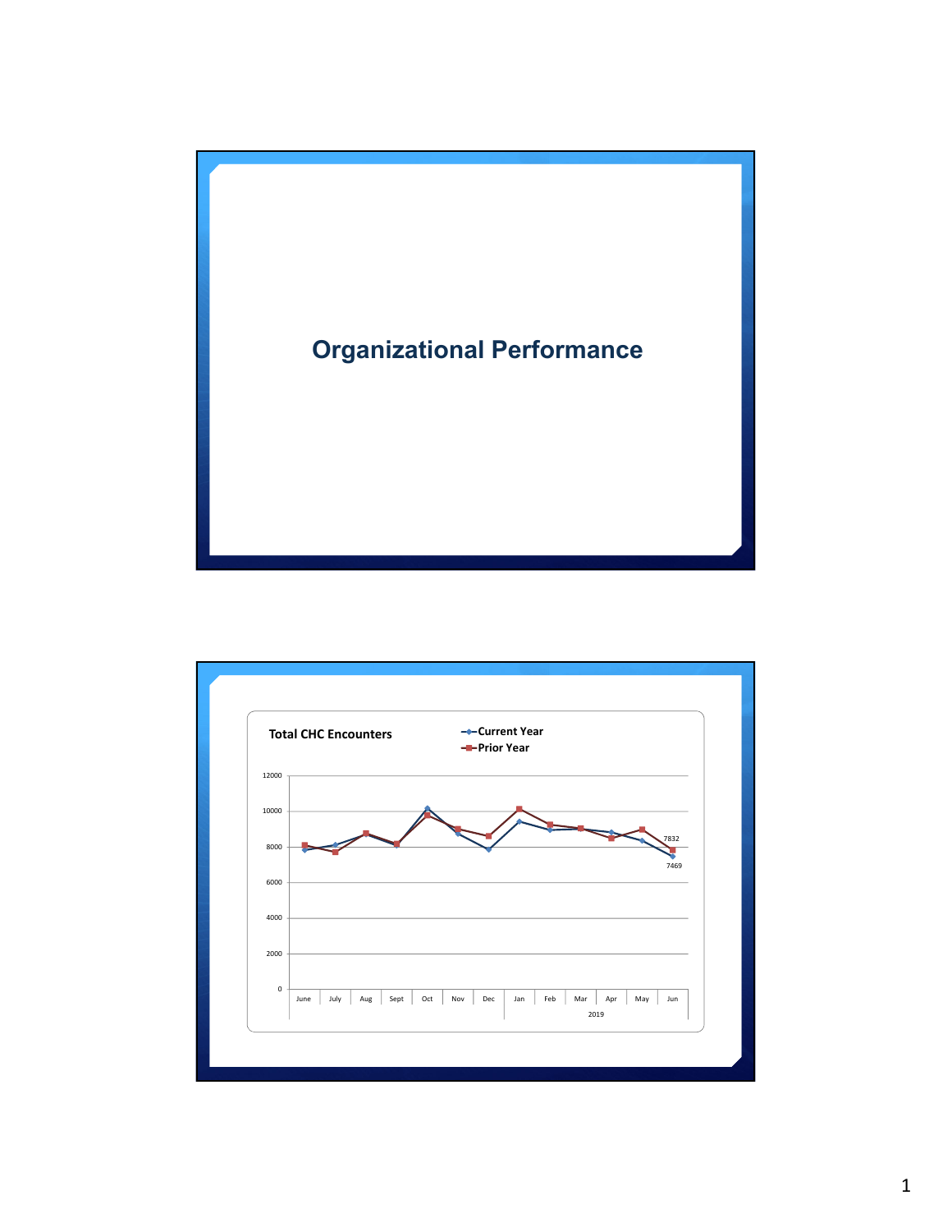# Organizational Performance

**Total CHC Encounters**

- Current Year
- Prior Year

12000

10000

8000

6000

4000

2000

0

June | July | Aug | Sept | Oct | Nov | Dec | Jan | Feb | Mar | Apr | May | Jun

2019

7832

7469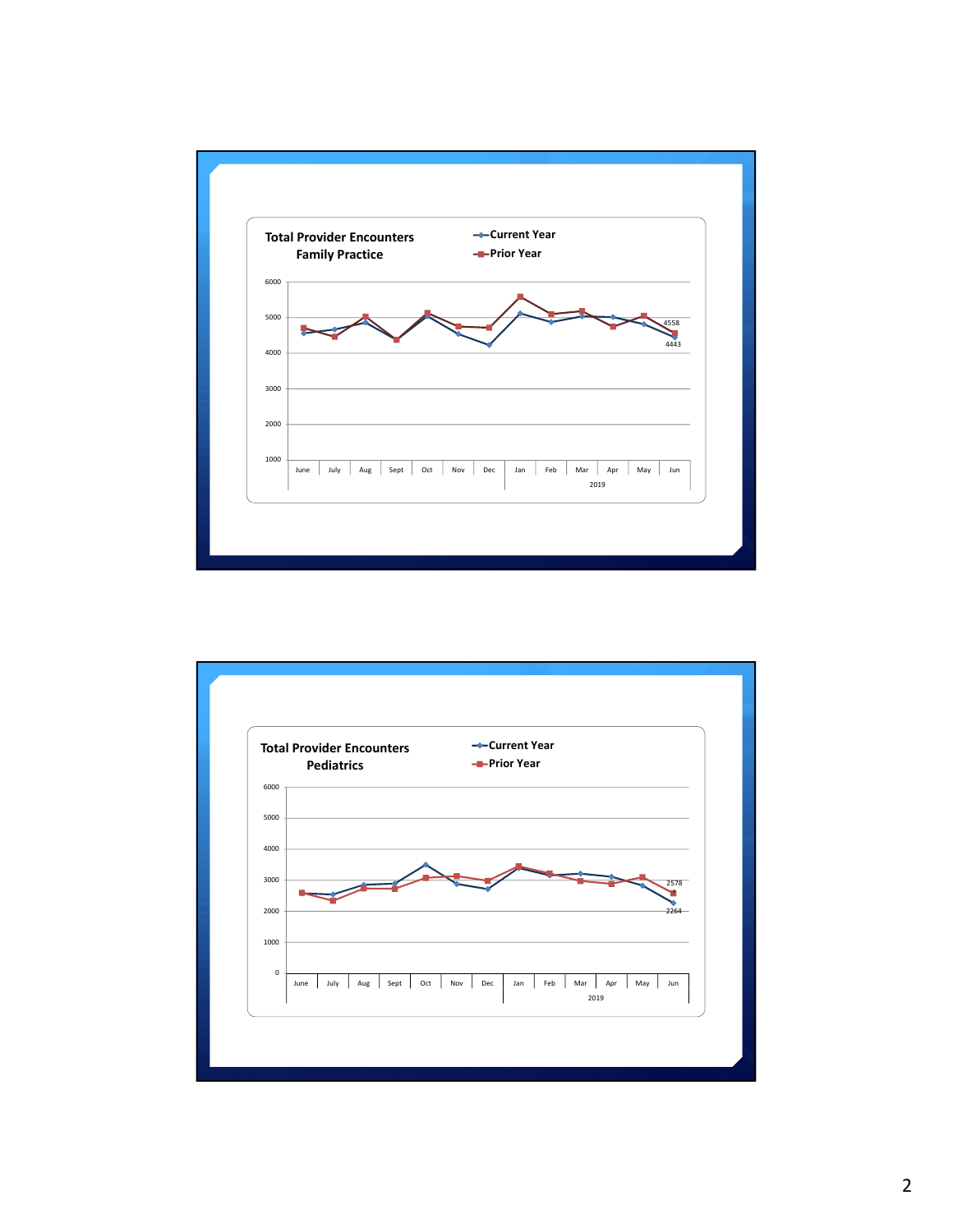**Total Provider Encounters**
**Family Practice**

- Current Year
- Prior Year

6000, 5000, 4000, 3000, 2000, 1000

June, July, Aug, Sept, Oct, Nov, Dec, Jan, Feb, Mar, Apr, May, Jun

2019

4558

4443

**Total Provider Encounters**
**Pediatrics**

- Current Year
- Prior Year

6000, 5000, 4000, 3000, 2000, 1000, 0

June, July, Aug, Sept, Oct, Nov, Dec, Jan, Feb, Mar, Apr, May, Jun

2019

2578

2264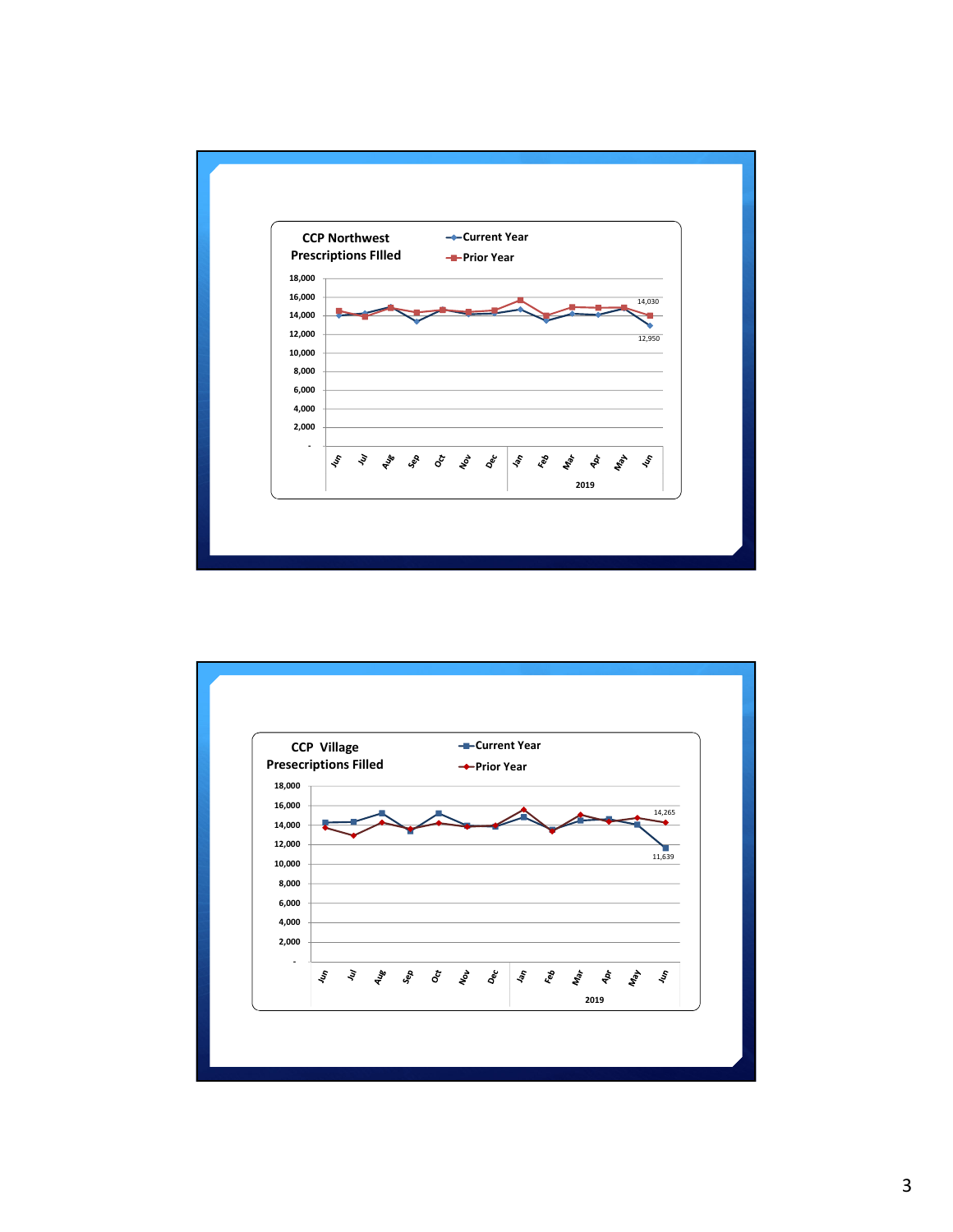**CCP Northwest**
**Prescriptions FIlled**

- Current Year
- Prior Year

18,000
16,000
14,000
12,000
10,000
8,000
6,000
4,000
2,000
-

Jun Jul Aug Sep Oct Nov Dec Jan Feb Mar Apr May Jun

2019

14,030

12,950

**CCP Village**
**Presecriptions Filled**

- Current Year
- Prior Year

18,000
16,000
14,000
12,000
10,000
8,000
6,000
4,000
2,000
-

Jun Jul Aug Sep Oct Nov Dec Jan Feb Mar Apr May Jun

2019

14,265

11,639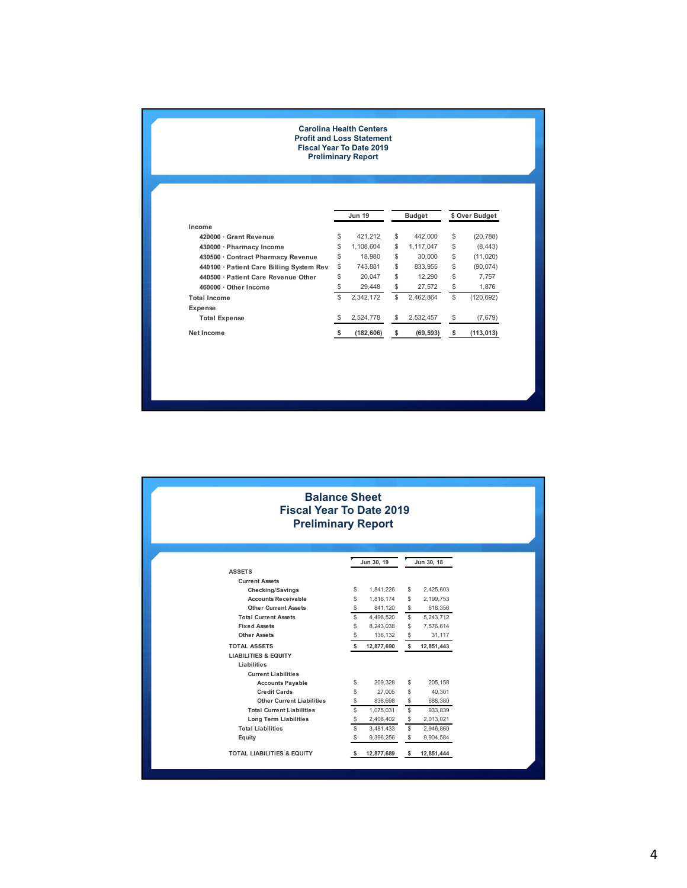## Carolina Health Centers
## Profit and Loss Statement
## Fiscal Year To Date 2019
## Preliminary Report

| | Jun 19 | Budget | $ Over Budget |
|---|---|---|---|
| **Income** | | | |
| 420000 · Grant Revenue | $ 421,212 | $ 442,000 | $ (20,788) |
| 430000 · Pharmacy Income | $ 1,108,604 | $ 1,117,047 | $ (8,443) |
| 430500 · Contract Pharmacy Revenue | $ 18,980 | $ 30,000 | $ (11,020) |
| 440100 · Patient Care Billing System Rev | $ 743,881 | $ 833,955 | $ (90,074) |
| 440500 · Patient Care Revenue Other | $ 20,047 | $ 12,290 | $ 7,757 |
| 460000 · Other Income | $ 29,448 | $ 27,572 | $ 1,876 |
| **Total Income** | $ 2,342,172 | $ 2,462,864 | $ (120,692) |
| **Expense** | | | |
| Total Expense | $ 2,524,778 | $ 2,532,457 | $ (7,679) |
| **Net Income** | **$ (182,606)** | **$ (69,593)** | **$ (113,013)** |

## Balance Sheet
## Fiscal Year To Date 2019
## Preliminary Report

| | Jun 30, 19 | Jun 30, 18 |
|---|---|---|
| **ASSETS** | | |
| Current Assets | | |
| Checking/Savings | $ 1,841,226 | $ 2,425,603 |
| Accounts Receivable | $ 1,816,174 | $ 2,199,753 |
| Other Current Assets | $ 841,120 | $ 618,356 |
| Total Current Assets | $ 4,498,520 | $ 5,243,712 |
| Fixed Assets | $ 8,243,038 | $ 7,576,614 |
| Other Assets | $ 136,132 | $ 31,117 |
| **TOTAL ASSETS** | **$ 12,877,690** | **$ 12,851,443** |
| **LIABILITIES & EQUITY** | | |
| Liabilities | | |
| Current Liabilities | | |
| Accounts Payable | $ 209,328 | $ 205,158 |
| Credit Cards | $ 27,005 | $ 40,301 |
| Other Current Liabilities | $ 838,698 | $ 688,380 |
| Total Current Liabilities | $ 1,075,031 | $ 933,839 |
| Long Term Liabilities | $ 2,406,402 | $ 2,013,021 |
| Total Liabilities | $ 3,481,433 | $ 2,946,860 |
| Equity | $ 9,396,256 | $ 9,904,584 |
| **TOTAL LIABILITIES & EQUITY** | **$ 12,877,689** | **$ 12,851,444** |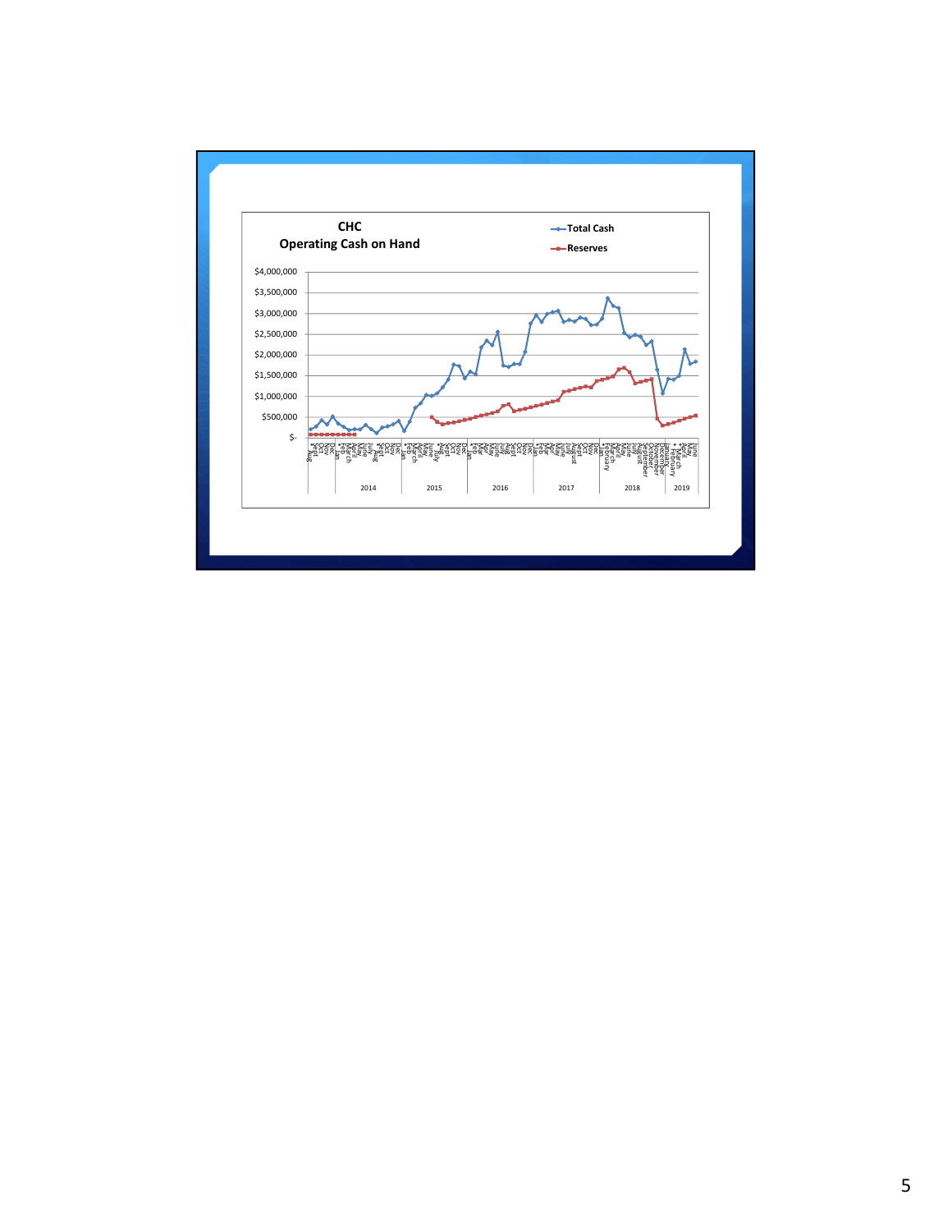CHC

Operating Cash on Hand

Total Cash

Reserves

$4,000,000

$3,500,000

$3,000,000

$2,500,000

$2,000,000

$1,500,000

$1,000,000

$500,000

$-

2014

2015

2016

2017

2018

2019